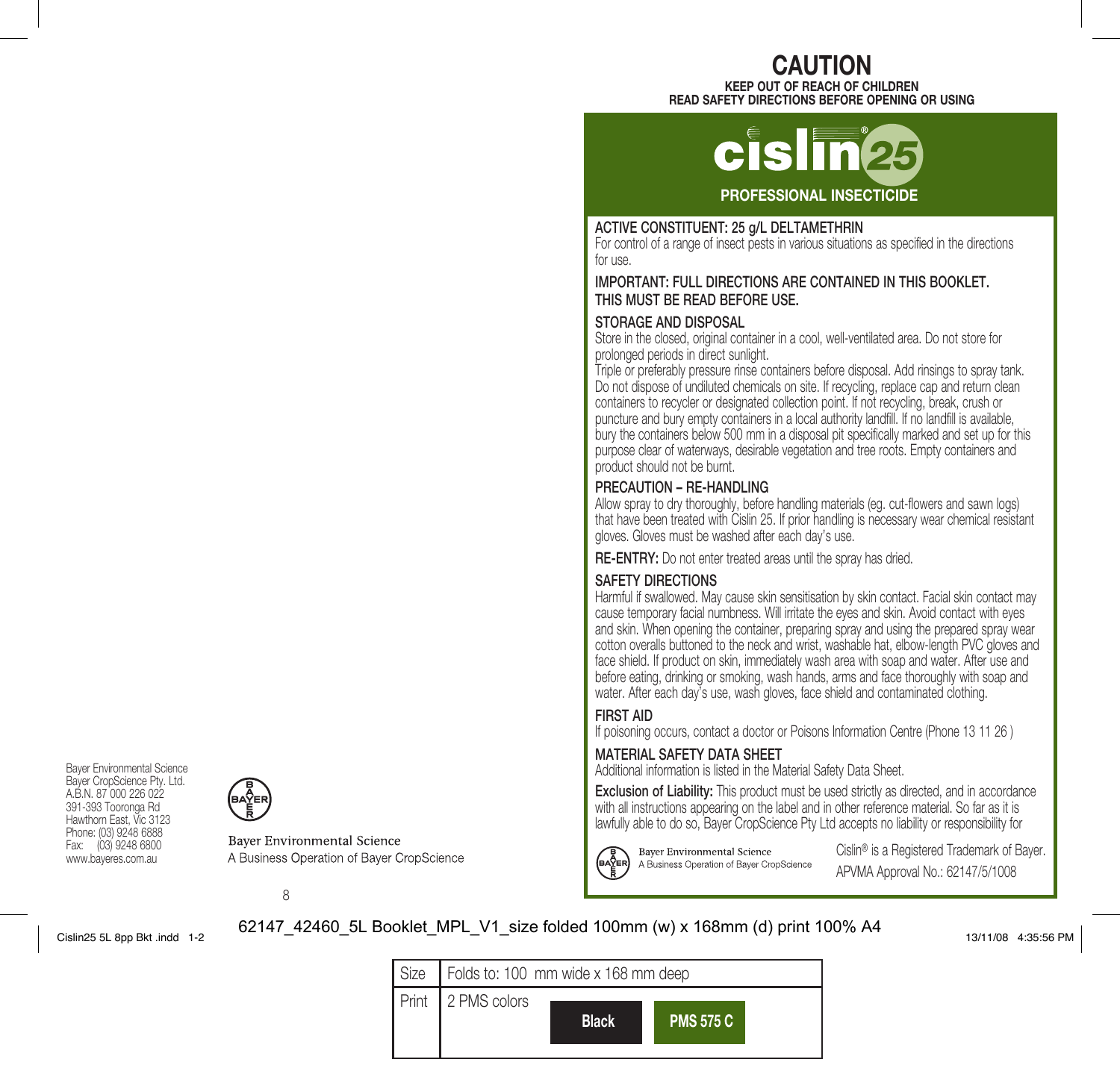Bayer Environmental Science
Bayer CropScience Pty. Ltd.
A.B.N. 87 000 226 022
391-393 Tooronga Rd
Hawthorn East, Vic 3123
Phone: (03) 9248 6888
Fax: (03) 9248 6800
www.bayeres.com.au

Bayer Environmental Science
A Business Operation of Bayer CropScience

# CAUTION

**KEEP OUT OF REACH OF CHILDREN**
**READ SAFETY DIRECTIONS BEFORE OPENING OR USING**

# cislin® 25

**PROFESSIONAL INSECTICIDE**

**ACTIVE CONSTITUENT: 25 g/L DELTAMETHRIN**
For control of a range of insect pests in various situations as specified in the directions for use.

**IMPORTANT: FULL DIRECTIONS ARE CONTAINED IN THIS BOOKLET. THIS MUST BE READ BEFORE USE.**

## STORAGE AND DISPOSAL

Store in the closed, original container in a cool, well-ventilated area. Do not store for prolonged periods in direct sunlight.
Triple or preferably pressure rinse containers before disposal. Add rinsings to spray tank. Do not dispose of undiluted chemicals on site. If recycling, replace cap and return clean containers to recycler or designated collection point. If not recycling, break, crush or puncture and bury empty containers in a local authority landfill. If no landfill is available, bury the containers below 500 mm in a disposal pit specifically marked and set up for this purpose clear of waterways, desirable vegetation and tree roots. Empty containers and product should not be burnt.

## PRECAUTION – RE-HANDLING

Allow spray to dry thoroughly, before handling materials (eg. cut-flowers and sawn logs) that have been treated with Cislin 25. If prior handling is necessary wear chemical resistant gloves. Gloves must be washed after each day's use.

**RE-ENTRY:** Do not enter treated areas until the spray has dried.

## SAFETY DIRECTIONS

Harmful if swallowed. May cause skin sensitisation by skin contact. Facial skin contact may cause temporary facial numbness. Will irritate the eyes and skin. Avoid contact with eyes and skin. When opening the container, preparing spray and using the prepared spray wear cotton overalls buttoned to the neck and wrist, washable hat, elbow-length PVC gloves and face shield. If product on skin, immediately wash area with soap and water. After use and before eating, drinking or smoking, wash hands, arms and face thoroughly with soap and water. After each day's use, wash gloves, face shield and contaminated clothing.

## FIRST AID

If poisoning occurs, contact a doctor or Poisons Information Centre (Phone 13 11 26 )

## MATERIAL SAFETY DATA SHEET

Additional information is listed in the Material Safety Data Sheet.

**Exclusion of Liability:** This product must be used strictly as directed, and in accordance with all instructions appearing on the label and in other reference material. So far as it is lawfully able to do so, Bayer CropScience Pty Ltd accepts no liability or responsibility for

Bayer Environmental Science
A Business Operation of Bayer CropScience

Cislin® is a Registered Trademark of Bayer.
APVMA Approval No.: 62147/5/1008

62147_42460_5L Booklet_MPL_V1_size folded 100mm (w) x 168mm (d) print 100% A4

| Size | Folds to: 100 mm wide x 168 mm deep |
| --- | --- |
| Print | 2 PMS colors Black PMS 575 C |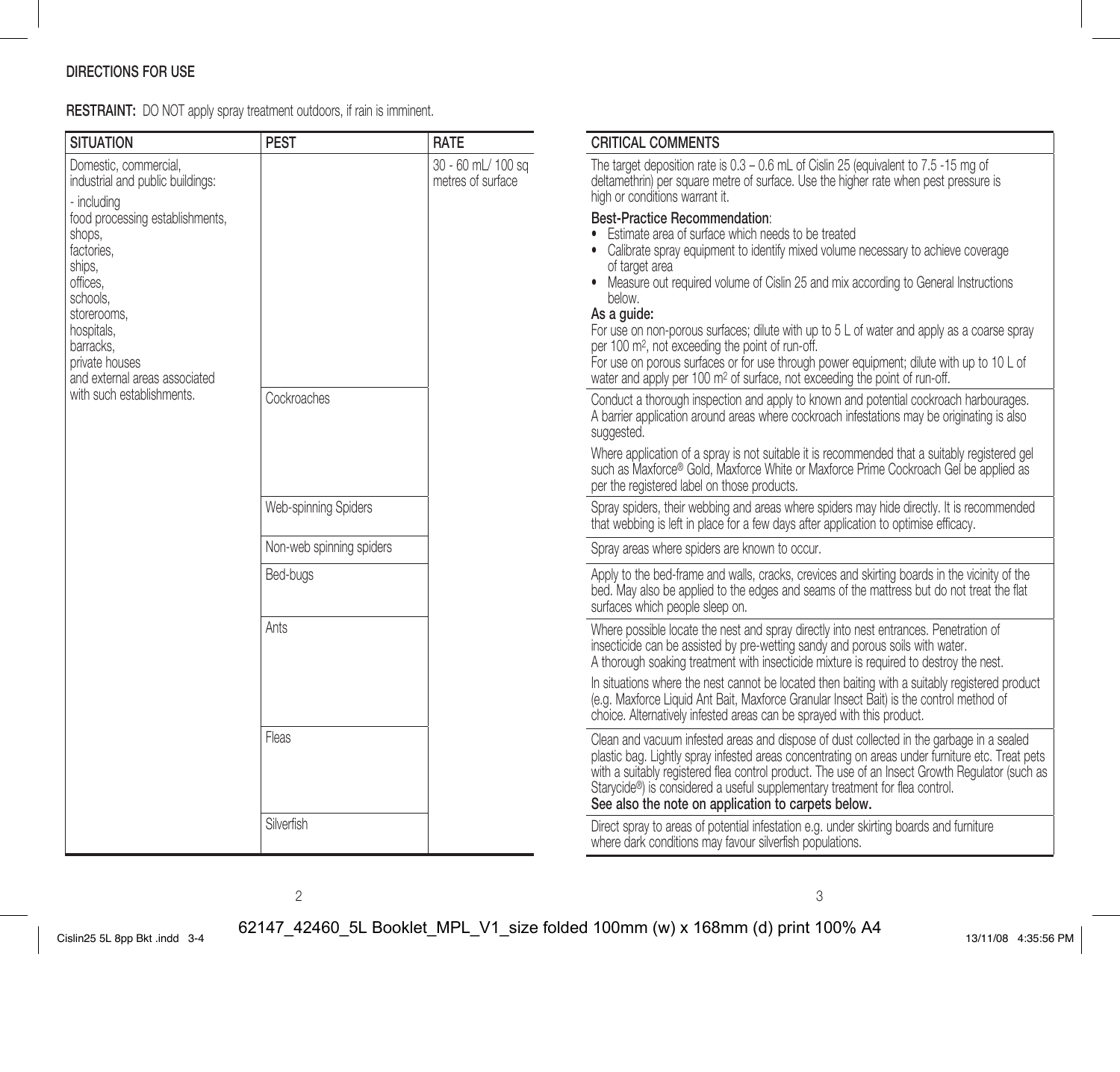## DIRECTIONS FOR USE

**RESTRAINT:** DO NOT apply spray treatment outdoors, if rain is imminent.

| SITUATION | PEST | RATE | CRITICAL COMMENTS |
|---|---|---|---|
| Domestic, commercial, industrial and public buildings: - including food processing establishments, shops, factories, ships, offices, schools, storerooms, hospitals, barracks, private houses and external areas associated with such establishments. | | 30 - 60 mL/ 100 sq metres of surface | The target deposition rate is 0.3 – 0.6 mL of Cislin 25 (equivalent to 7.5 -15 mg of deltamethrin) per square metre of surface. Use the higher rate when pest pressure is high or conditions warrant it. **Best-Practice Recommendation**: • Estimate area of surface which needs to be treated • Calibrate spray equipment to identify mixed volume necessary to achieve coverage of target area • Measure out required volume of Cislin 25 and mix according to General Instructions below. **As a guide:** For use on non-porous surfaces; dilute with up to 5 L of water and apply as a coarse spray per 100 $m^2$, not exceeding the point of run-off. For use on porous surfaces or for use through power equipment; dilute with up to 10 L of water and apply per 100 $m^2$ of surface, not exceeding the point of run-off. |
| | Cockroaches | | Conduct a thorough inspection and apply to known and potential cockroach harbourages. A barrier application around areas where cockroach infestations may be originating is also suggested. Where application of a spray is not suitable it is recommended that a suitably registered gel such as Maxforce® Gold, Maxforce White or Maxforce Prime Cockroach Gel be applied as per the registered label on those products. |
| | Web-spinning Spiders | | Spray spiders, their webbing and areas where spiders may hide directly. It is recommended that webbing is left in place for a few days after application to optimise efficacy. |
| | Non-web spinning spiders | | Spray areas where spiders are known to occur. |
| | Bed-bugs | | Apply to the bed-frame and walls, cracks, crevices and skirting boards in the vicinity of the bed. May also be applied to the edges and seams of the mattress but do not treat the flat surfaces which people sleep on. |
| | Ants | | Where possible locate the nest and spray directly into nest entrances. Penetration of insecticide can be assisted by pre-wetting sandy and porous soils with water. A thorough soaking treatment with insecticide mixture is required to destroy the nest. In situations where the nest cannot be located then baiting with a suitably registered product (e.g. Maxforce Liquid Ant Bait, Maxforce Granular Insect Bait) is the control method of choice. Alternatively infested areas can be sprayed with this product. |
| | Fleas | | Clean and vacuum infested areas and dispose of dust collected in the garbage in a sealed plastic bag. Lightly spray infested areas concentrating on areas under furniture etc. Treat pets with a suitably registered flea control product. The use of an Insect Growth Regulator (such as Starycide®) is considered a useful supplementary treatment for flea control. **See also the note on application to carpets below.** |
| | Silverfish | | Direct spray to areas of potential infestation e.g. under skirting boards and furniture where dark conditions may favour silverfish populations. |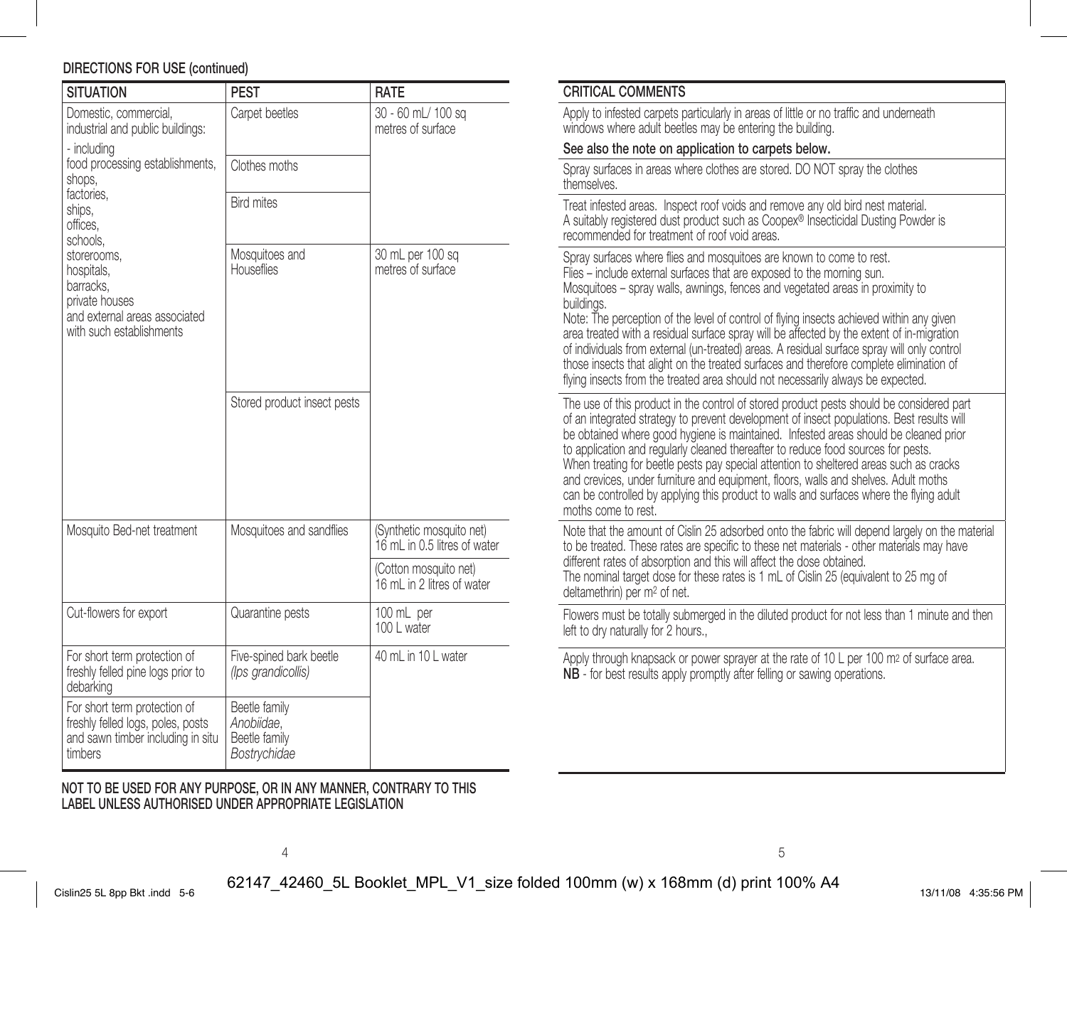## DIRECTIONS FOR USE (continued)

| SITUATION | PEST | RATE | CRITICAL COMMENTS |
|---|---|---|---|
| Domestic, commercial, industrial and public buildings: - including food processing establishments, shops, factories, ships, offices, schools, storerooms, hospitals, barracks, private houses and external areas associated with such establishments | Carpet beetles | 30 - 60 mL/ 100 sq metres of surface | Apply to infested carpets particularly in areas of little or no traffic and underneath windows where adult beetles may be entering the building. **See also the note on application to carpets below.** |
| | Clothes moths | | Spray surfaces in areas where clothes are stored. DO NOT spray the clothes themselves. |
| | Bird mites | | Treat infested areas. Inspect roof voids and remove any old bird nest material. A suitably registered dust product such as Coopex® Insecticidal Dusting Powder is recommended for treatment of roof void areas. |
| | Mosquitoes and Houseflies | 30 mL per 100 sq metres of surface | Spray surfaces where flies and mosquitoes are known to come to rest. Flies – include external surfaces that are exposed to the morning sun. Mosquitoes – spray walls, awnings, fences and vegetated areas in proximity to buildings. Note: The perception of the level of control of flying insects achieved within any given area treated with a residual surface spray will be affected by the extent of in-migration of individuals from external (un-treated) areas. A residual surface spray will only control those insects that alight on the treated surfaces and therefore complete elimination of flying insects from the treated area should not necessarily always be expected. |
| | Stored product insect pests | | The use of this product in the control of stored product pests should be considered part of an integrated strategy to prevent development of insect populations. Best results will be obtained where good hygiene is maintained. Infested areas should be cleaned prior to application and regularly cleaned thereafter to reduce food sources for pests. When treating for beetle pests pay special attention to sheltered areas such as cracks and crevices, under furniture and equipment, floors, walls and shelves. Adult moths can be controlled by applying this product to walls and surfaces where the flying adult moths come to rest. |
| Mosquito Bed-net treatment | Mosquitoes and sandflies | (Synthetic mosquito net) 16 mL in 0.5 litres of water | Note that the amount of Cislin 25 adsorbed onto the fabric will depend largely on the material to be treated. These rates are specific to these net materials - other materials may have different rates of absorption and this will affect the dose obtained. The nominal target dose for these rates is 1 mL of Cislin 25 (equivalent to 25 mg of deltamethrin) per m² of net. |
| | | (Cotton mosquito net) 16 mL in 2 litres of water | |
| Cut-flowers for export | Quarantine pests | 100 mL per 100 L water | Flowers must be totally submerged in the diluted product for not less than 1 minute and then left to dry naturally for 2 hours., |
| For short term protection of freshly felled pine logs prior to debarking | Five-spined bark beetle *(Ips grandicollis)* | 40 mL in 10 L water | Apply through knapsack or power sprayer at the rate of 10 L per 100 m² of surface area. **NB** - for best results apply promptly after felling or sawing operations. |
| For short term protection of freshly felled logs, poles, posts and sawn timber including in situ timbers | Beetle family *Anobiidae*, Beetle family *Bostrychidae* | | |

**NOT TO BE USED FOR ANY PURPOSE, OR IN ANY MANNER, CONTRARY TO THIS LABEL UNLESS AUTHORISED UNDER APPROPRIATE LEGISLATION**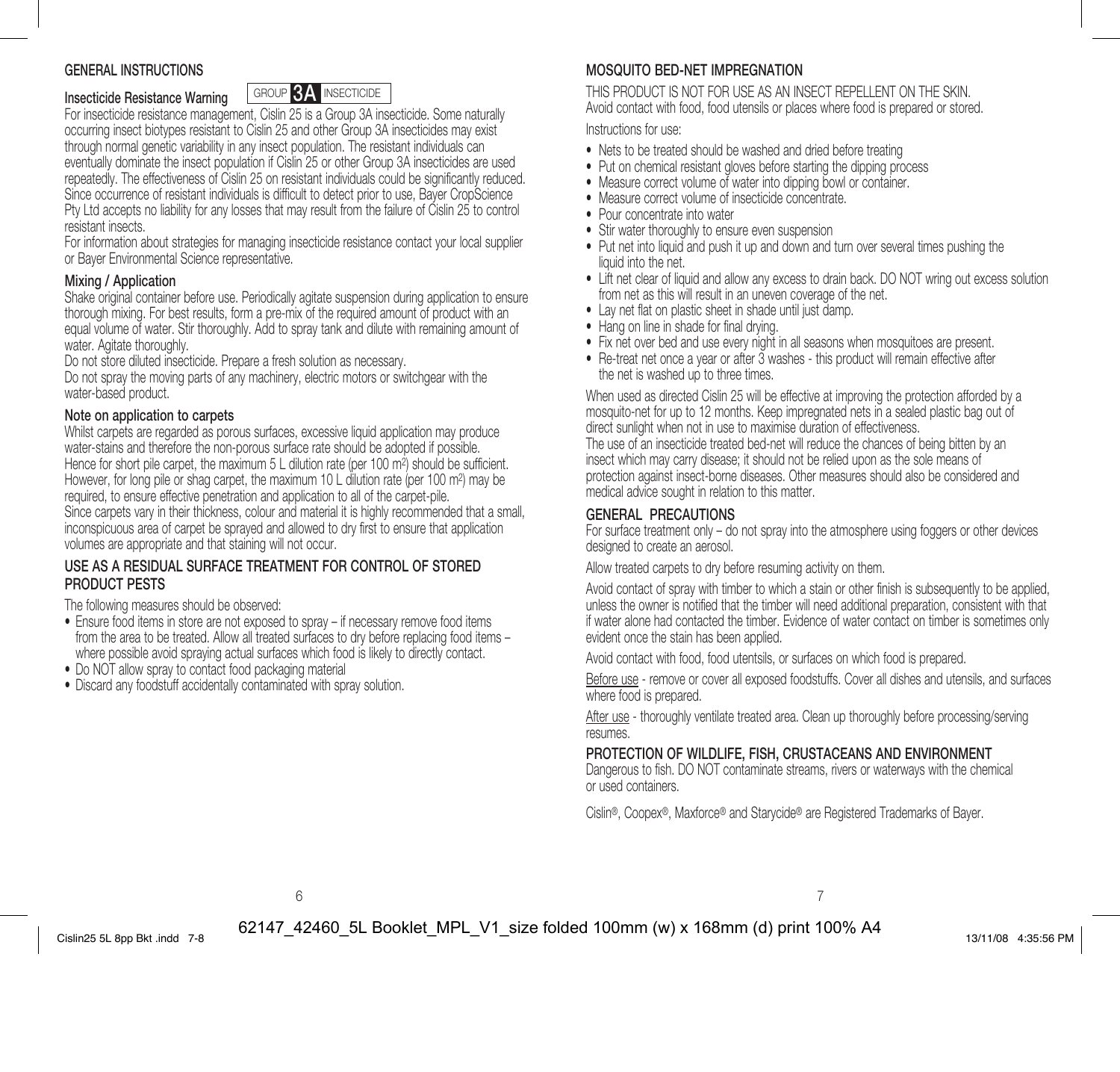## GENERAL INSTRUCTIONS

### Insecticide Resistance Warning

GROUP **3A** INSECTICIDE

For insecticide resistance management, Cislin 25 is a Group 3A insecticide. Some naturally occurring insect biotypes resistant to Cislin 25 and other Group 3A insecticides may exist through normal genetic variability in any insect population. The resistant individuals can eventually dominate the insect population if Cislin 25 or other Group 3A insecticides are used repeatedly. The effectiveness of Cislin 25 on resistant individuals could be significantly reduced. Since occurrence of resistant individuals is difficult to detect prior to use, Bayer CropScience Pty Ltd accepts no liability for any losses that may result from the failure of Cislin 25 to control resistant insects.

For information about strategies for managing insecticide resistance contact your local supplier or Bayer Environmental Science representative.

### Mixing / Application

Shake original container before use. Periodically agitate suspension during application to ensure thorough mixing. For best results, form a pre-mix of the required amount of product with an equal volume of water. Stir thoroughly. Add to spray tank and dilute with remaining amount of water. Agitate thoroughly.

Do not store diluted insecticide. Prepare a fresh solution as necessary.

Do not spray the moving parts of any machinery, electric motors or switchgear with the water-based product.

### Note on application to carpets

Whilst carpets are regarded as porous surfaces, excessive liquid application may produce water-stains and therefore the non-porous surface rate should be adopted if possible. Hence for short pile carpet, the maximum 5 L dilution rate (per 100 $m^2$) should be sufficient. However, for long pile or shag carpet, the maximum 10 L dilution rate (per 100 $m^2$) may be required, to ensure effective penetration and application to all of the carpet-pile.

Since carpets vary in their thickness, colour and material it is highly recommended that a small, inconspicuous area of carpet be sprayed and allowed to dry first to ensure that application volumes are appropriate and that staining will not occur.

### USE AS A RESIDUAL SURFACE TREATMENT FOR CONTROL OF STORED PRODUCT PESTS

The following measures should be observed:

- Ensure food items in store are not exposed to spray – if necessary remove food items from the area to be treated. Allow all treated surfaces to dry before replacing food items – where possible avoid spraying actual surfaces which food is likely to directly contact.
- Do NOT allow spray to contact food packaging material
- Discard any foodstuff accidentally contaminated with spray solution.

## MOSQUITO BED-NET IMPREGNATION

THIS PRODUCT IS NOT FOR USE AS AN INSECT REPELLENT ON THE SKIN.
Avoid contact with food, food utensils or places where food is prepared or stored.

Instructions for use:

- Nets to be treated should be washed and dried before treating
- Put on chemical resistant gloves before starting the dipping process
- Measure correct volume of water into dipping bowl or container.
- Measure correct volume of insecticide concentrate.
- Pour concentrate into water
- Stir water thoroughly to ensure even suspension
- Put net into liquid and push it up and down and turn over several times pushing the liquid into the net.
- Lift net clear of liquid and allow any excess to drain back. DO NOT wring out excess solution from net as this will result in an uneven coverage of the net.
- Lay net flat on plastic sheet in shade until just damp.
- Hang on line in shade for final drying.
- Fix net over bed and use every night in all seasons when mosquitoes are present.
- Re-treat net once a year or after 3 washes - this product will remain effective after the net is washed up to three times.

When used as directed Cislin 25 will be effective at improving the protection afforded by a mosquito-net for up to 12 months. Keep impregnated nets in a sealed plastic bag out of direct sunlight when not in use to maximise duration of effectiveness.

The use of an insecticide treated bed-net will reduce the chances of being bitten by an insect which may carry disease; it should not be relied upon as the sole means of protection against insect-borne diseases. Other measures should also be considered and medical advice sought in relation to this matter.

### GENERAL PRECAUTIONS

For surface treatment only – do not spray into the atmosphere using foggers or other devices designed to create an aerosol.

Allow treated carpets to dry before resuming activity on them.

Avoid contact of spray with timber to which a stain or other finish is subsequently to be applied, unless the owner is notified that the timber will need additional preparation, consistent with that if water alone had contacted the timber. Evidence of water contact on timber is sometimes only evident once the stain has been applied.

Avoid contact with food, food utentsils, or surfaces on which food is prepared.

Before use - remove or cover all exposed foodstuffs. Cover all dishes and utensils, and surfaces where food is prepared.

After use - thoroughly ventilate treated area. Clean up thoroughly before processing/serving resumes.

### PROTECTION OF WILDLIFE, FISH, CRUSTACEANS AND ENVIRONMENT

Dangerous to fish. DO NOT contaminate streams, rivers or waterways with the chemical or used containers.

Cislin®, Coopex®, Maxforce® and Starycide® are Registered Trademarks of Bayer.